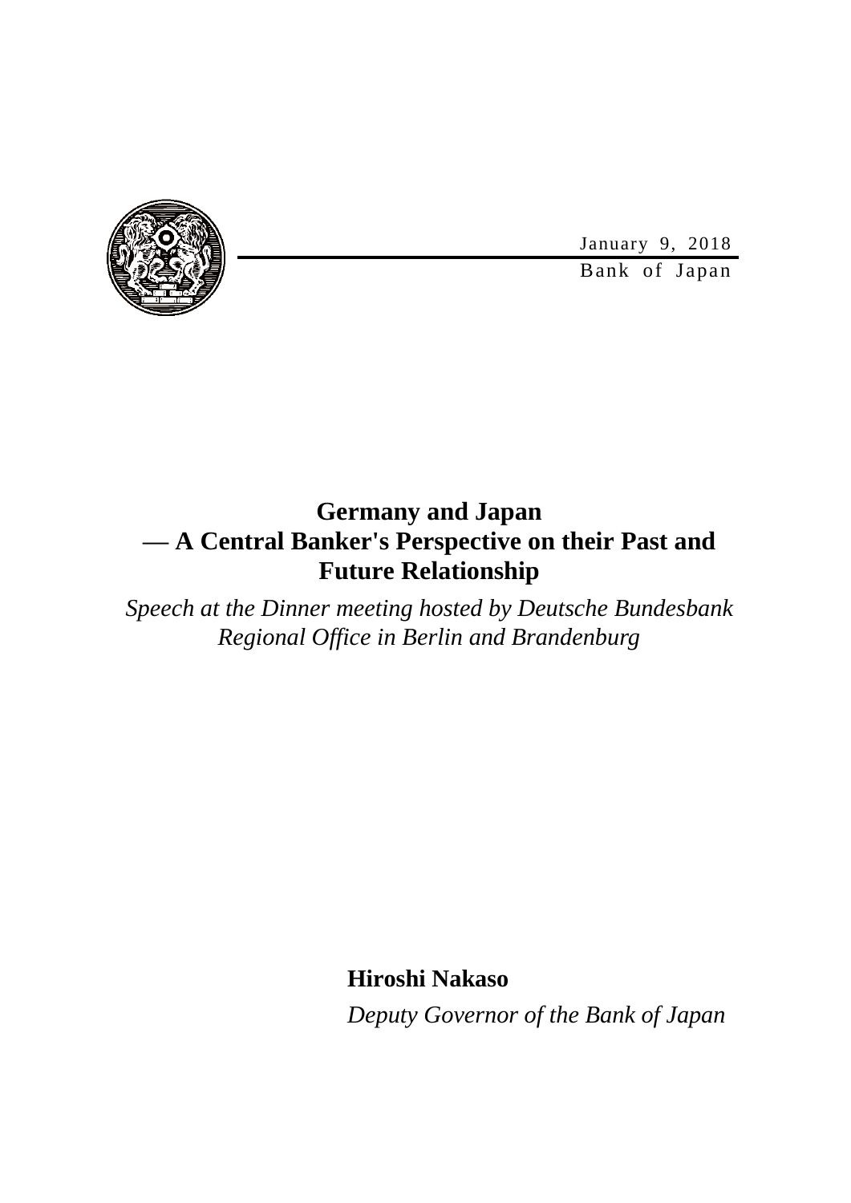January 9, 2018

Bank of Japan

# Germany and Japan — A Central Banker's Perspective on their Past and Future Relationship

*Speech at the Dinner meeting hosted by Deutsche Bundesbank Regional Office in Berlin and Brandenburg*

**Hiroshi Nakaso**

*Deputy Governor of the Bank of Japan*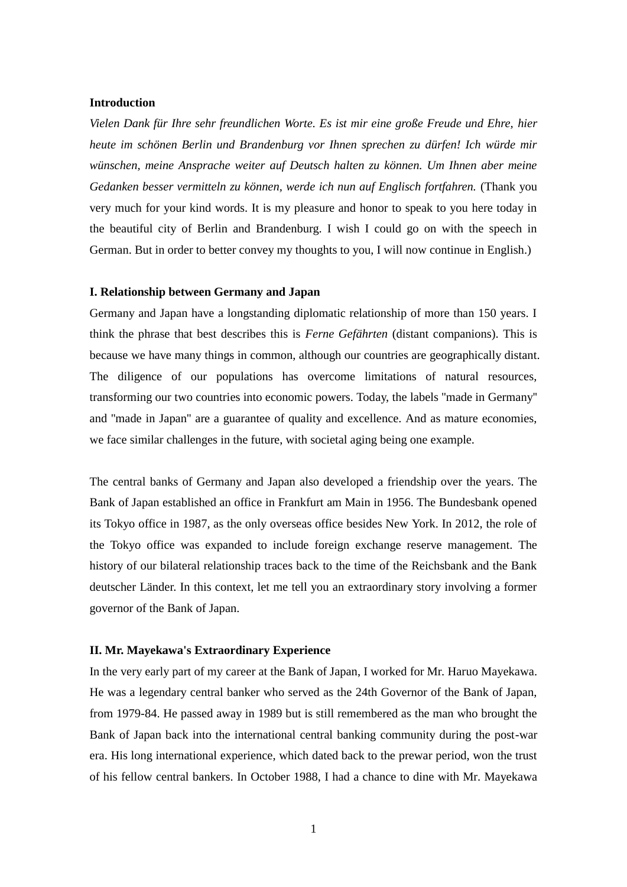**Introduction**

*Vielen Dank für Ihre sehr freundlichen Worte. Es ist mir eine große Freude und Ehre, hier heute im schönen Berlin und Brandenburg vor Ihnen sprechen zu dürfen! Ich würde mir wünschen, meine Ansprache weiter auf Deutsch halten zu können. Um Ihnen aber meine Gedanken besser vermitteln zu können, werde ich nun auf Englisch fortfahren.* (Thank you very much for your kind words. It is my pleasure and honor to speak to you here today in the beautiful city of Berlin and Brandenburg. I wish I could go on with the speech in German. But in order to better convey my thoughts to you, I will now continue in English.)

**I. Relationship between Germany and Japan**

Germany and Japan have a longstanding diplomatic relationship of more than 150 years. I think the phrase that best describes this is *Ferne Gefährten* (distant companions). This is because we have many things in common, although our countries are geographically distant. The diligence of our populations has overcome limitations of natural resources, transforming our two countries into economic powers. Today, the labels "made in Germany" and "made in Japan" are a guarantee of quality and excellence. And as mature economies, we face similar challenges in the future, with societal aging being one example.

The central banks of Germany and Japan also developed a friendship over the years. The Bank of Japan established an office in Frankfurt am Main in 1956. The Bundesbank opened its Tokyo office in 1987, as the only overseas office besides New York. In 2012, the role of the Tokyo office was expanded to include foreign exchange reserve management. The history of our bilateral relationship traces back to the time of the Reichsbank and the Bank deutscher Länder. In this context, let me tell you an extraordinary story involving a former governor of the Bank of Japan.

**II. Mr. Mayekawa's Extraordinary Experience**

In the very early part of my career at the Bank of Japan, I worked for Mr. Haruo Mayekawa. He was a legendary central banker who served as the 24th Governor of the Bank of Japan, from 1979-84. He passed away in 1989 but is still remembered as the man who brought the Bank of Japan back into the international central banking community during the post-war era. His long international experience, which dated back to the prewar period, won the trust of his fellow central bankers. In October 1988, I had a chance to dine with Mr. Mayekawa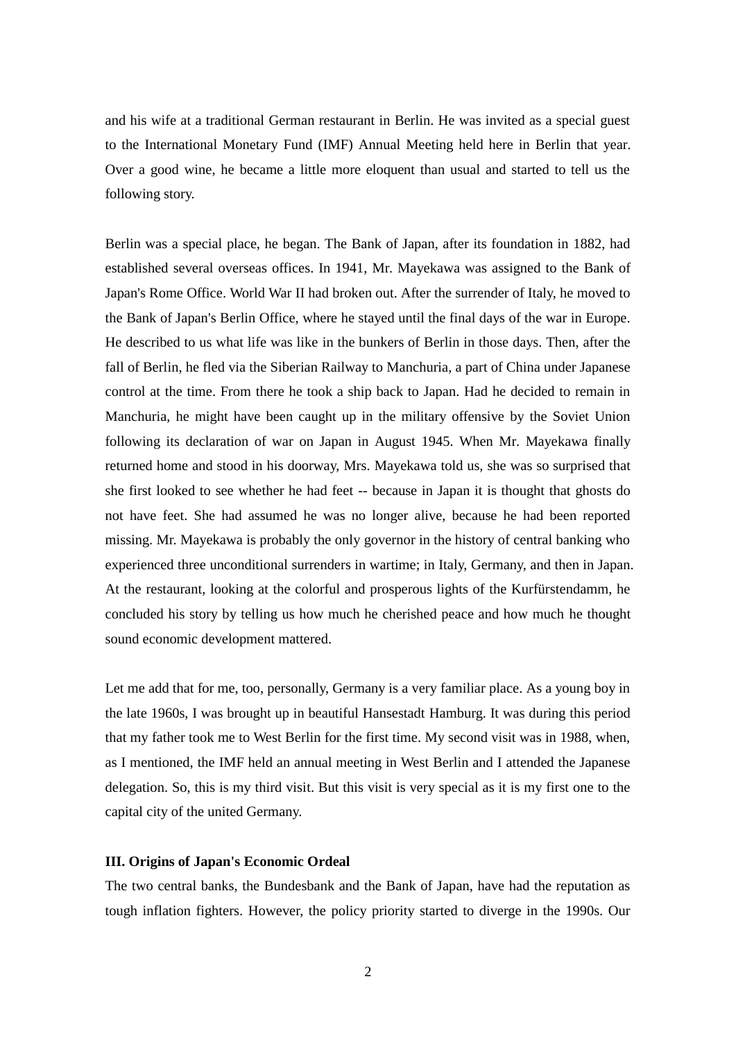and his wife at a traditional German restaurant in Berlin. He was invited as a special guest to the International Monetary Fund (IMF) Annual Meeting held here in Berlin that year. Over a good wine, he became a little more eloquent than usual and started to tell us the following story.

Berlin was a special place, he began. The Bank of Japan, after its foundation in 1882, had established several overseas offices. In 1941, Mr. Mayekawa was assigned to the Bank of Japan's Rome Office. World War II had broken out. After the surrender of Italy, he moved to the Bank of Japan's Berlin Office, where he stayed until the final days of the war in Europe. He described to us what life was like in the bunkers of Berlin in those days. Then, after the fall of Berlin, he fled via the Siberian Railway to Manchuria, a part of China under Japanese control at the time. From there he took a ship back to Japan. Had he decided to remain in Manchuria, he might have been caught up in the military offensive by the Soviet Union following its declaration of war on Japan in August 1945. When Mr. Mayekawa finally returned home and stood in his doorway, Mrs. Mayekawa told us, she was so surprised that she first looked to see whether he had feet -- because in Japan it is thought that ghosts do not have feet. She had assumed he was no longer alive, because he had been reported missing. Mr. Mayekawa is probably the only governor in the history of central banking who experienced three unconditional surrenders in wartime; in Italy, Germany, and then in Japan. At the restaurant, looking at the colorful and prosperous lights of the Kurfürstendamm, he concluded his story by telling us how much he cherished peace and how much he thought sound economic development mattered.

Let me add that for me, too, personally, Germany is a very familiar place. As a young boy in the late 1960s, I was brought up in beautiful Hansestadt Hamburg. It was during this period that my father took me to West Berlin for the first time. My second visit was in 1988, when, as I mentioned, the IMF held an annual meeting in West Berlin and I attended the Japanese delegation. So, this is my third visit. But this visit is very special as it is my first one to the capital city of the united Germany.

**III. Origins of Japan's Economic Ordeal**

The two central banks, the Bundesbank and the Bank of Japan, have had the reputation as tough inflation fighters. However, the policy priority started to diverge in the 1990s. Our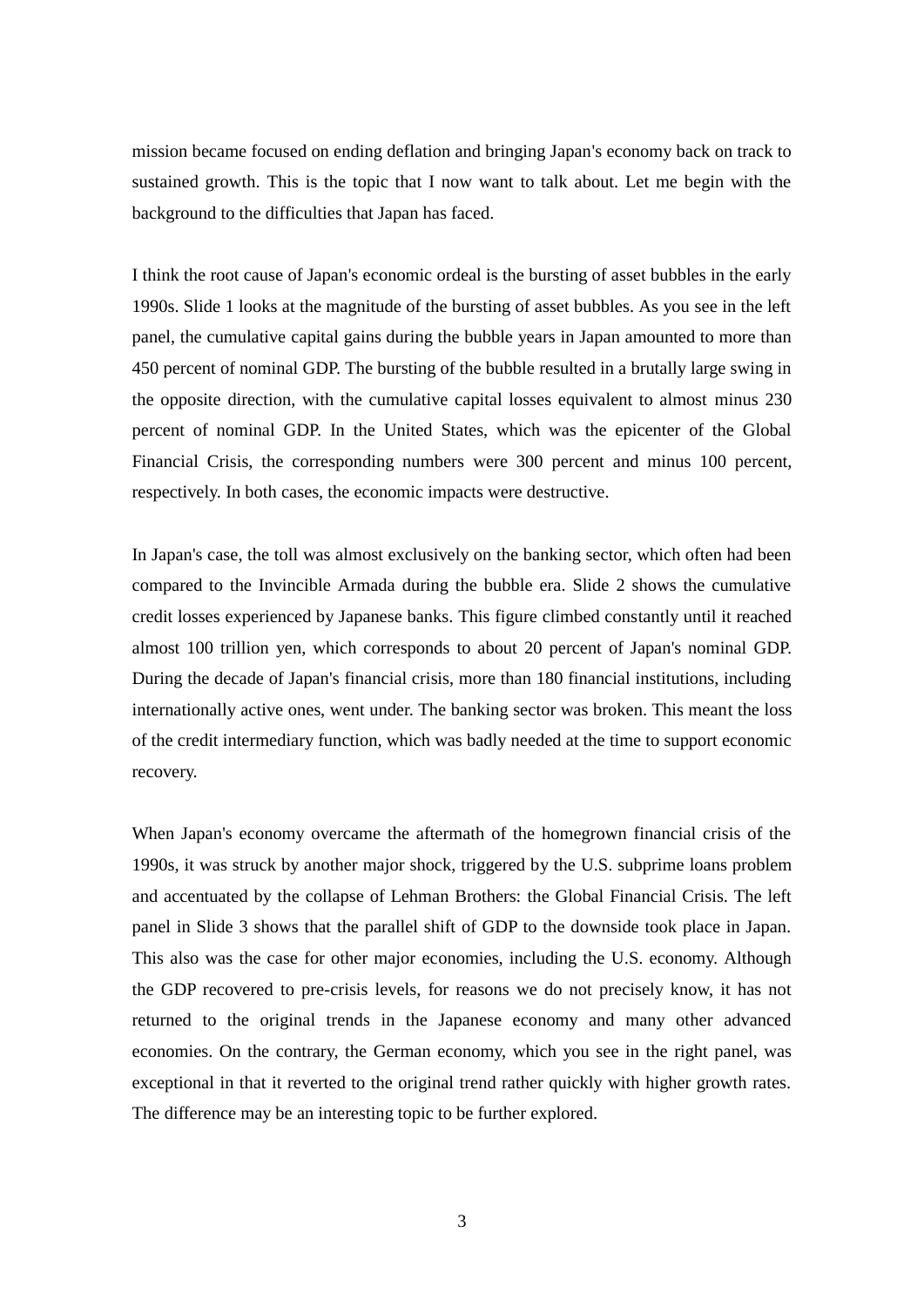mission became focused on ending deflation and bringing Japan's economy back on track to sustained growth. This is the topic that I now want to talk about. Let me begin with the background to the difficulties that Japan has faced.

I think the root cause of Japan's economic ordeal is the bursting of asset bubbles in the early 1990s. Slide 1 looks at the magnitude of the bursting of asset bubbles. As you see in the left panel, the cumulative capital gains during the bubble years in Japan amounted to more than 450 percent of nominal GDP. The bursting of the bubble resulted in a brutally large swing in the opposite direction, with the cumulative capital losses equivalent to almost minus 230 percent of nominal GDP. In the United States, which was the epicenter of the Global Financial Crisis, the corresponding numbers were 300 percent and minus 100 percent, respectively. In both cases, the economic impacts were destructive.

In Japan's case, the toll was almost exclusively on the banking sector, which often had been compared to the Invincible Armada during the bubble era. Slide 2 shows the cumulative credit losses experienced by Japanese banks. This figure climbed constantly until it reached almost 100 trillion yen, which corresponds to about 20 percent of Japan's nominal GDP. During the decade of Japan's financial crisis, more than 180 financial institutions, including internationally active ones, went under. The banking sector was broken. This meant the loss of the credit intermediary function, which was badly needed at the time to support economic recovery.

When Japan's economy overcame the aftermath of the homegrown financial crisis of the 1990s, it was struck by another major shock, triggered by the U.S. subprime loans problem and accentuated by the collapse of Lehman Brothers: the Global Financial Crisis. The left panel in Slide 3 shows that the parallel shift of GDP to the downside took place in Japan. This also was the case for other major economies, including the U.S. economy. Although the GDP recovered to pre-crisis levels, for reasons we do not precisely know, it has not returned to the original trends in the Japanese economy and many other advanced economies. On the contrary, the German economy, which you see in the right panel, was exceptional in that it reverted to the original trend rather quickly with higher growth rates. The difference may be an interesting topic to be further explored.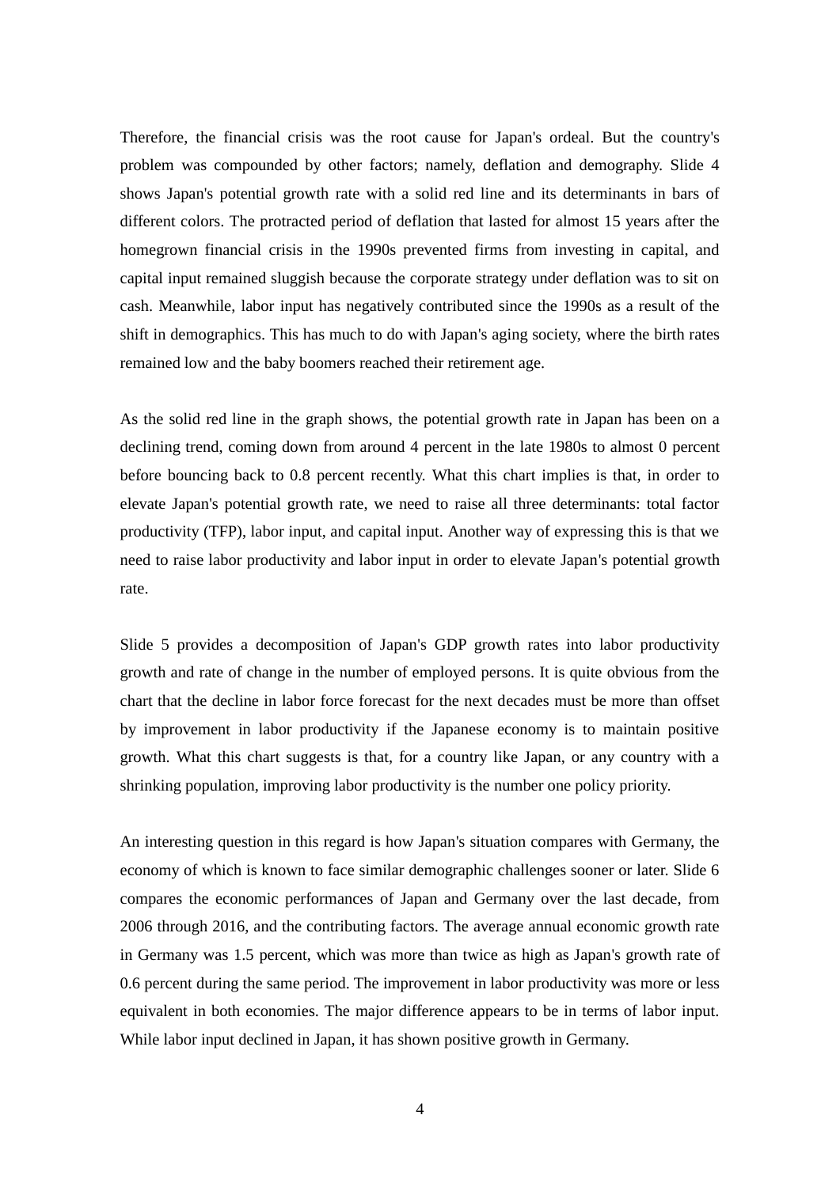Therefore, the financial crisis was the root cause for Japan's ordeal. But the country's problem was compounded by other factors; namely, deflation and demography. Slide 4 shows Japan's potential growth rate with a solid red line and its determinants in bars of different colors. The protracted period of deflation that lasted for almost 15 years after the homegrown financial crisis in the 1990s prevented firms from investing in capital, and capital input remained sluggish because the corporate strategy under deflation was to sit on cash. Meanwhile, labor input has negatively contributed since the 1990s as a result of the shift in demographics. This has much to do with Japan's aging society, where the birth rates remained low and the baby boomers reached their retirement age.

As the solid red line in the graph shows, the potential growth rate in Japan has been on a declining trend, coming down from around 4 percent in the late 1980s to almost 0 percent before bouncing back to 0.8 percent recently. What this chart implies is that, in order to elevate Japan's potential growth rate, we need to raise all three determinants: total factor productivity (TFP), labor input, and capital input. Another way of expressing this is that we need to raise labor productivity and labor input in order to elevate Japan's potential growth rate.

Slide 5 provides a decomposition of Japan's GDP growth rates into labor productivity growth and rate of change in the number of employed persons. It is quite obvious from the chart that the decline in labor force forecast for the next decades must be more than offset by improvement in labor productivity if the Japanese economy is to maintain positive growth. What this chart suggests is that, for a country like Japan, or any country with a shrinking population, improving labor productivity is the number one policy priority.

An interesting question in this regard is how Japan's situation compares with Germany, the economy of which is known to face similar demographic challenges sooner or later. Slide 6 compares the economic performances of Japan and Germany over the last decade, from 2006 through 2016, and the contributing factors. The average annual economic growth rate in Germany was 1.5 percent, which was more than twice as high as Japan's growth rate of 0.6 percent during the same period. The improvement in labor productivity was more or less equivalent in both economies. The major difference appears to be in terms of labor input. While labor input declined in Japan, it has shown positive growth in Germany.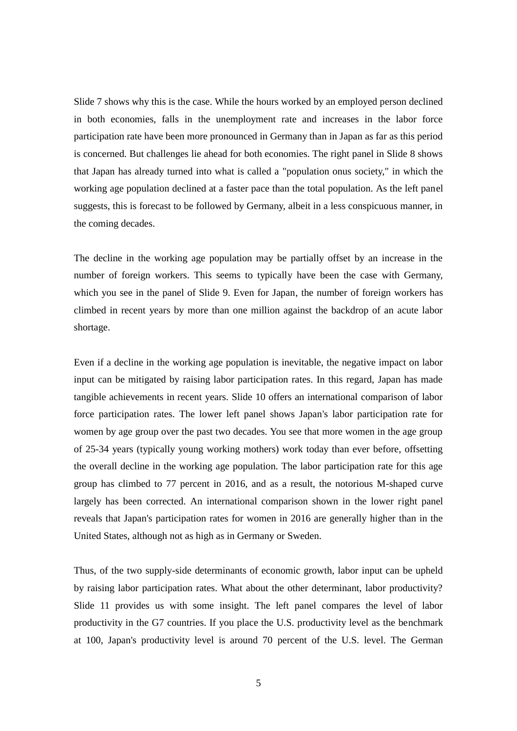Slide 7 shows why this is the case. While the hours worked by an employed person declined in both economies, falls in the unemployment rate and increases in the labor force participation rate have been more pronounced in Germany than in Japan as far as this period is concerned. But challenges lie ahead for both economies. The right panel in Slide 8 shows that Japan has already turned into what is called a "population onus society," in which the working age population declined at a faster pace than the total population. As the left panel suggests, this is forecast to be followed by Germany, albeit in a less conspicuous manner, in the coming decades.

The decline in the working age population may be partially offset by an increase in the number of foreign workers. This seems to typically have been the case with Germany, which you see in the panel of Slide 9. Even for Japan, the number of foreign workers has climbed in recent years by more than one million against the backdrop of an acute labor shortage.

Even if a decline in the working age population is inevitable, the negative impact on labor input can be mitigated by raising labor participation rates. In this regard, Japan has made tangible achievements in recent years. Slide 10 offers an international comparison of labor force participation rates. The lower left panel shows Japan's labor participation rate for women by age group over the past two decades. You see that more women in the age group of 25-34 years (typically young working mothers) work today than ever before, offsetting the overall decline in the working age population. The labor participation rate for this age group has climbed to 77 percent in 2016, and as a result, the notorious M-shaped curve largely has been corrected. An international comparison shown in the lower right panel reveals that Japan's participation rates for women in 2016 are generally higher than in the United States, although not as high as in Germany or Sweden.

Thus, of the two supply-side determinants of economic growth, labor input can be upheld by raising labor participation rates. What about the other determinant, labor productivity? Slide 11 provides us with some insight. The left panel compares the level of labor productivity in the G7 countries. If you place the U.S. productivity level as the benchmark at 100, Japan's productivity level is around 70 percent of the U.S. level. The German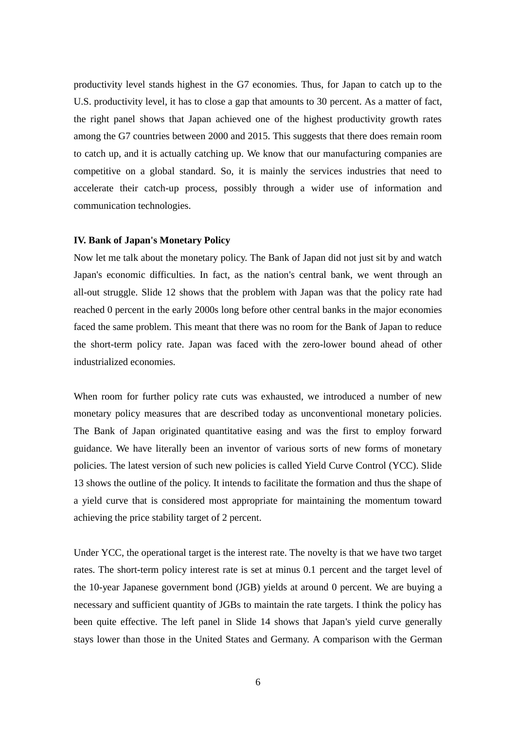productivity level stands highest in the G7 economies. Thus, for Japan to catch up to the U.S. productivity level, it has to close a gap that amounts to 30 percent. As a matter of fact, the right panel shows that Japan achieved one of the highest productivity growth rates among the G7 countries between 2000 and 2015. This suggests that there does remain room to catch up, and it is actually catching up. We know that our manufacturing companies are competitive on a global standard. So, it is mainly the services industries that need to accelerate their catch-up process, possibly through a wider use of information and communication technologies.

**IV. Bank of Japan's Monetary Policy**

Now let me talk about the monetary policy. The Bank of Japan did not just sit by and watch Japan's economic difficulties. In fact, as the nation's central bank, we went through an all-out struggle. Slide 12 shows that the problem with Japan was that the policy rate had reached 0 percent in the early 2000s long before other central banks in the major economies faced the same problem. This meant that there was no room for the Bank of Japan to reduce the short-term policy rate. Japan was faced with the zero-lower bound ahead of other industrialized economies.

When room for further policy rate cuts was exhausted, we introduced a number of new monetary policy measures that are described today as unconventional monetary policies. The Bank of Japan originated quantitative easing and was the first to employ forward guidance. We have literally been an inventor of various sorts of new forms of monetary policies. The latest version of such new policies is called Yield Curve Control (YCC). Slide 13 shows the outline of the policy. It intends to facilitate the formation and thus the shape of a yield curve that is considered most appropriate for maintaining the momentum toward achieving the price stability target of 2 percent.

Under YCC, the operational target is the interest rate. The novelty is that we have two target rates. The short-term policy interest rate is set at minus 0.1 percent and the target level of the 10-year Japanese government bond (JGB) yields at around 0 percent. We are buying a necessary and sufficient quantity of JGBs to maintain the rate targets. I think the policy has been quite effective. The left panel in Slide 14 shows that Japan's yield curve generally stays lower than those in the United States and Germany. A comparison with the German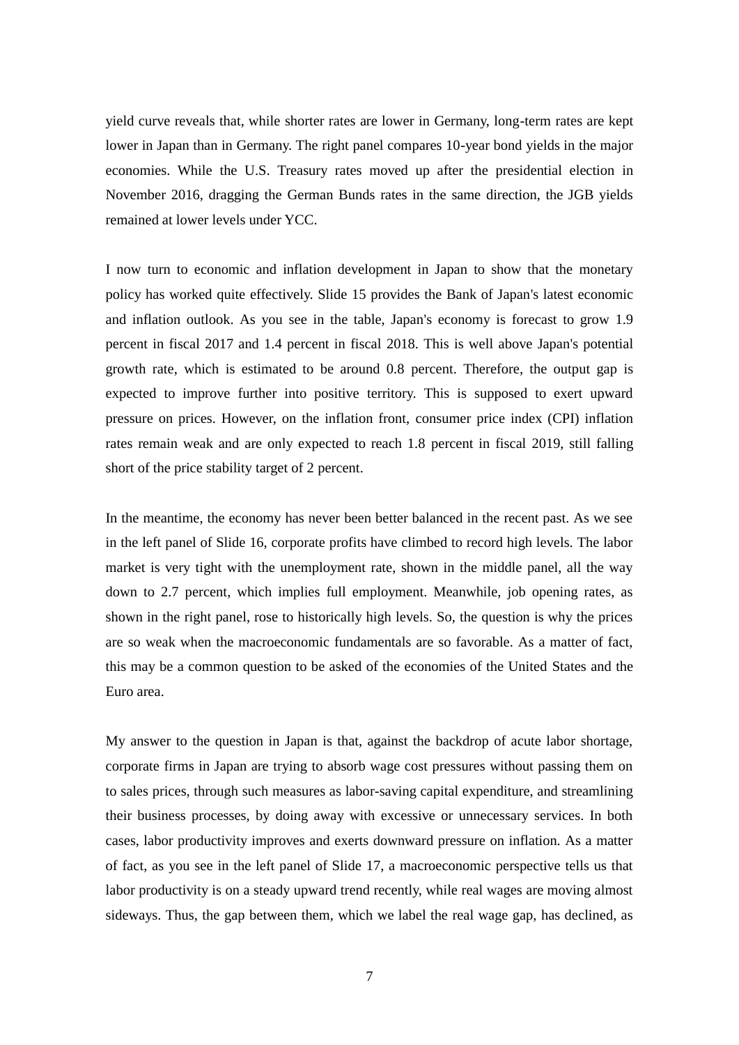yield curve reveals that, while shorter rates are lower in Germany, long-term rates are kept lower in Japan than in Germany. The right panel compares 10-year bond yields in the major economies. While the U.S. Treasury rates moved up after the presidential election in November 2016, dragging the German Bunds rates in the same direction, the JGB yields remained at lower levels under YCC.

I now turn to economic and inflation development in Japan to show that the monetary policy has worked quite effectively. Slide 15 provides the Bank of Japan's latest economic and inflation outlook. As you see in the table, Japan's economy is forecast to grow 1.9 percent in fiscal 2017 and 1.4 percent in fiscal 2018. This is well above Japan's potential growth rate, which is estimated to be around 0.8 percent. Therefore, the output gap is expected to improve further into positive territory. This is supposed to exert upward pressure on prices. However, on the inflation front, consumer price index (CPI) inflation rates remain weak and are only expected to reach 1.8 percent in fiscal 2019, still falling short of the price stability target of 2 percent.

In the meantime, the economy has never been better balanced in the recent past. As we see in the left panel of Slide 16, corporate profits have climbed to record high levels. The labor market is very tight with the unemployment rate, shown in the middle panel, all the way down to 2.7 percent, which implies full employment. Meanwhile, job opening rates, as shown in the right panel, rose to historically high levels. So, the question is why the prices are so weak when the macroeconomic fundamentals are so favorable. As a matter of fact, this may be a common question to be asked of the economies of the United States and the Euro area.

My answer to the question in Japan is that, against the backdrop of acute labor shortage, corporate firms in Japan are trying to absorb wage cost pressures without passing them on to sales prices, through such measures as labor-saving capital expenditure, and streamlining their business processes, by doing away with excessive or unnecessary services. In both cases, labor productivity improves and exerts downward pressure on inflation. As a matter of fact, as you see in the left panel of Slide 17, a macroeconomic perspective tells us that labor productivity is on a steady upward trend recently, while real wages are moving almost sideways. Thus, the gap between them, which we label the real wage gap, has declined, as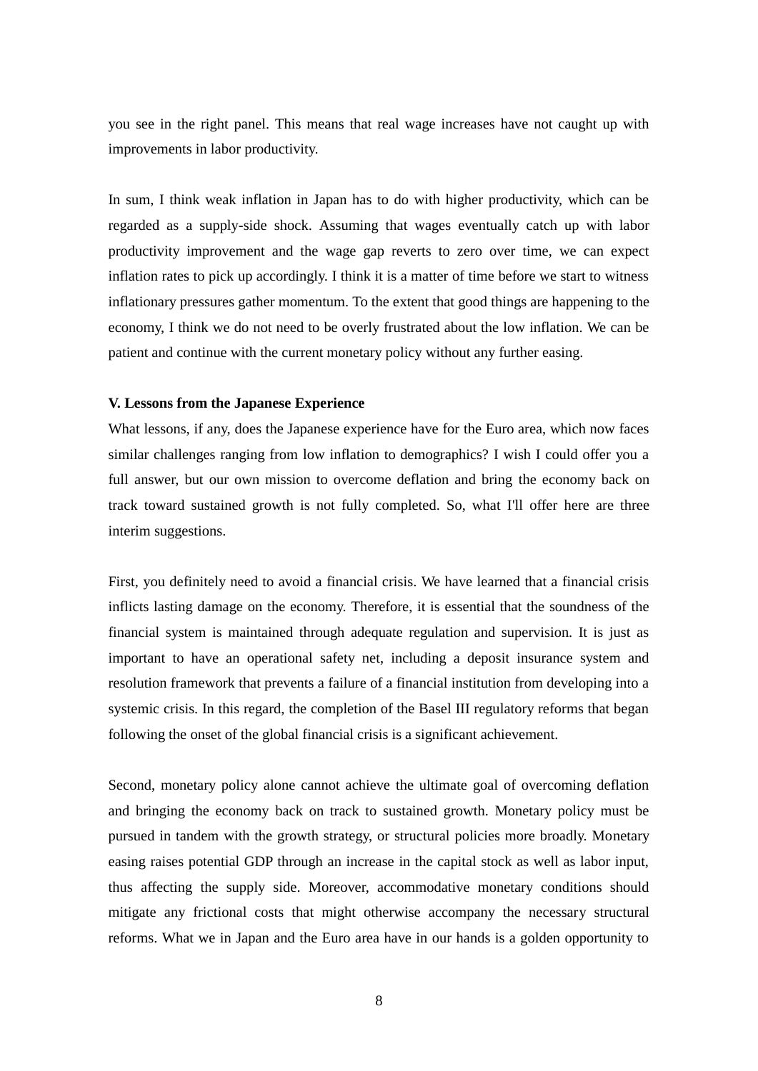you see in the right panel. This means that real wage increases have not caught up with improvements in labor productivity.

In sum, I think weak inflation in Japan has to do with higher productivity, which can be regarded as a supply-side shock. Assuming that wages eventually catch up with labor productivity improvement and the wage gap reverts to zero over time, we can expect inflation rates to pick up accordingly. I think it is a matter of time before we start to witness inflationary pressures gather momentum. To the extent that good things are happening to the economy, I think we do not need to be overly frustrated about the low inflation. We can be patient and continue with the current monetary policy without any further easing.

## V. Lessons from the Japanese Experience

What lessons, if any, does the Japanese experience have for the Euro area, which now faces similar challenges ranging from low inflation to demographics? I wish I could offer you a full answer, but our own mission to overcome deflation and bring the economy back on track toward sustained growth is not fully completed. So, what I'll offer here are three interim suggestions.

First, you definitely need to avoid a financial crisis. We have learned that a financial crisis inflicts lasting damage on the economy. Therefore, it is essential that the soundness of the financial system is maintained through adequate regulation and supervision. It is just as important to have an operational safety net, including a deposit insurance system and resolution framework that prevents a failure of a financial institution from developing into a systemic crisis. In this regard, the completion of the Basel III regulatory reforms that began following the onset of the global financial crisis is a significant achievement.

Second, monetary policy alone cannot achieve the ultimate goal of overcoming deflation and bringing the economy back on track to sustained growth. Monetary policy must be pursued in tandem with the growth strategy, or structural policies more broadly. Monetary easing raises potential GDP through an increase in the capital stock as well as labor input, thus affecting the supply side. Moreover, accommodative monetary conditions should mitigate any frictional costs that might otherwise accompany the necessary structural reforms. What we in Japan and the Euro area have in our hands is a golden opportunity to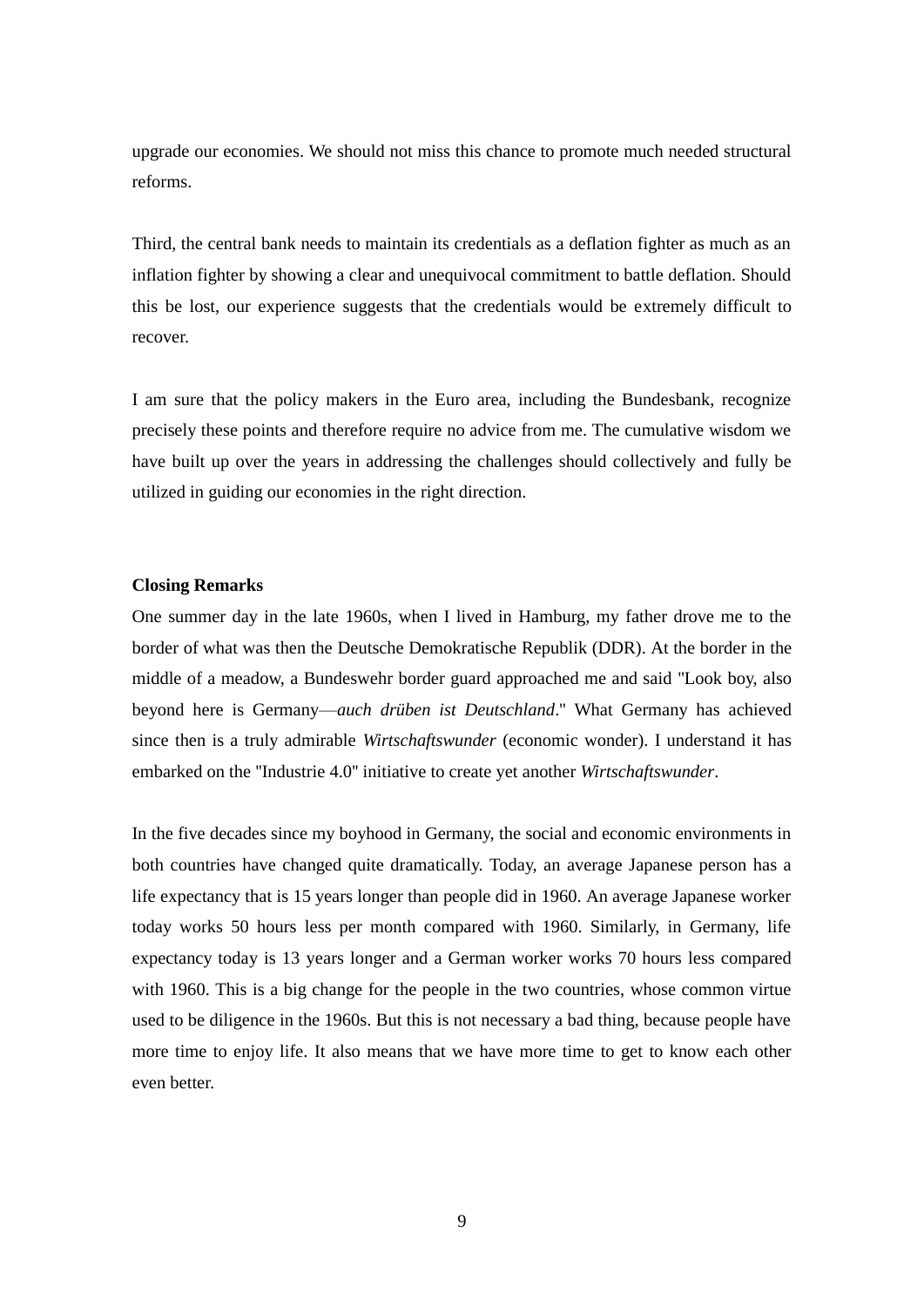upgrade our economies. We should not miss this chance to promote much needed structural reforms.

Third, the central bank needs to maintain its credentials as a deflation fighter as much as an inflation fighter by showing a clear and unequivocal commitment to battle deflation. Should this be lost, our experience suggests that the credentials would be extremely difficult to recover.

I am sure that the policy makers in the Euro area, including the Bundesbank, recognize precisely these points and therefore require no advice from me. The cumulative wisdom we have built up over the years in addressing the challenges should collectively and fully be utilized in guiding our economies in the right direction.

**Closing Remarks**

One summer day in the late 1960s, when I lived in Hamburg, my father drove me to the border of what was then the Deutsche Demokratische Republik (DDR). At the border in the middle of a meadow, a Bundeswehr border guard approached me and said "Look boy, also beyond here is Germany—*auch drüben ist Deutschland*." What Germany has achieved since then is a truly admirable *Wirtschaftswunder* (economic wonder). I understand it has embarked on the "Industrie 4.0" initiative to create yet another *Wirtschaftswunder*.

In the five decades since my boyhood in Germany, the social and economic environments in both countries have changed quite dramatically. Today, an average Japanese person has a life expectancy that is 15 years longer than people did in 1960. An average Japanese worker today works 50 hours less per month compared with 1960. Similarly, in Germany, life expectancy today is 13 years longer and a German worker works 70 hours less compared with 1960. This is a big change for the people in the two countries, whose common virtue used to be diligence in the 1960s. But this is not necessary a bad thing, because people have more time to enjoy life. It also means that we have more time to get to know each other even better.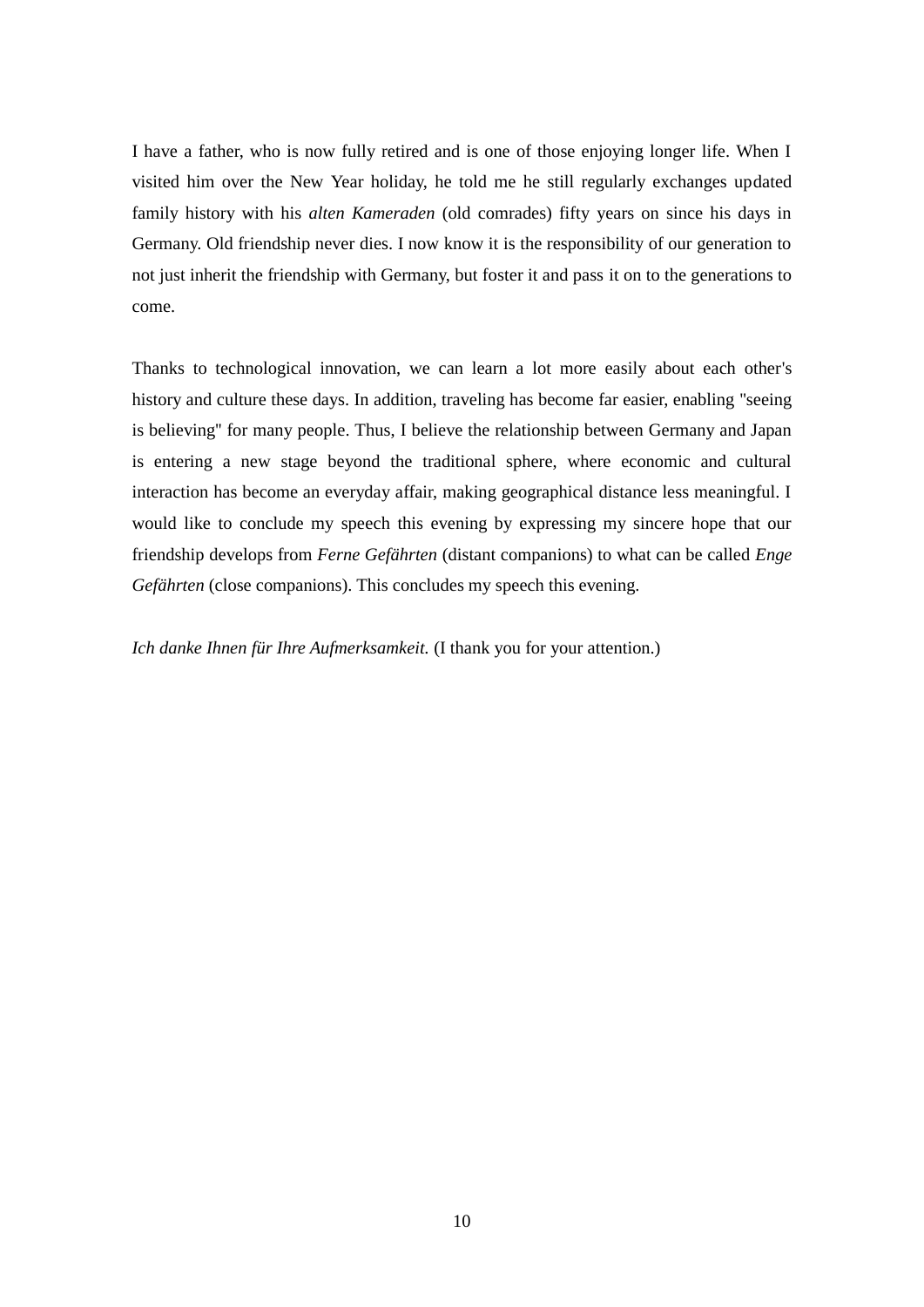I have a father, who is now fully retired and is one of those enjoying longer life. When I visited him over the New Year holiday, he told me he still regularly exchanges updated family history with his *alten Kameraden* (old comrades) fifty years on since his days in Germany. Old friendship never dies. I now know it is the responsibility of our generation to not just inherit the friendship with Germany, but foster it and pass it on to the generations to come.

Thanks to technological innovation, we can learn a lot more easily about each other's history and culture these days. In addition, traveling has become far easier, enabling "seeing is believing" for many people. Thus, I believe the relationship between Germany and Japan is entering a new stage beyond the traditional sphere, where economic and cultural interaction has become an everyday affair, making geographical distance less meaningful. I would like to conclude my speech this evening by expressing my sincere hope that our friendship develops from *Ferne Gefährten* (distant companions) to what can be called *Enge Gefährten* (close companions). This concludes my speech this evening.

*Ich danke Ihnen für Ihre Aufmerksamkeit.* (I thank you for your attention.)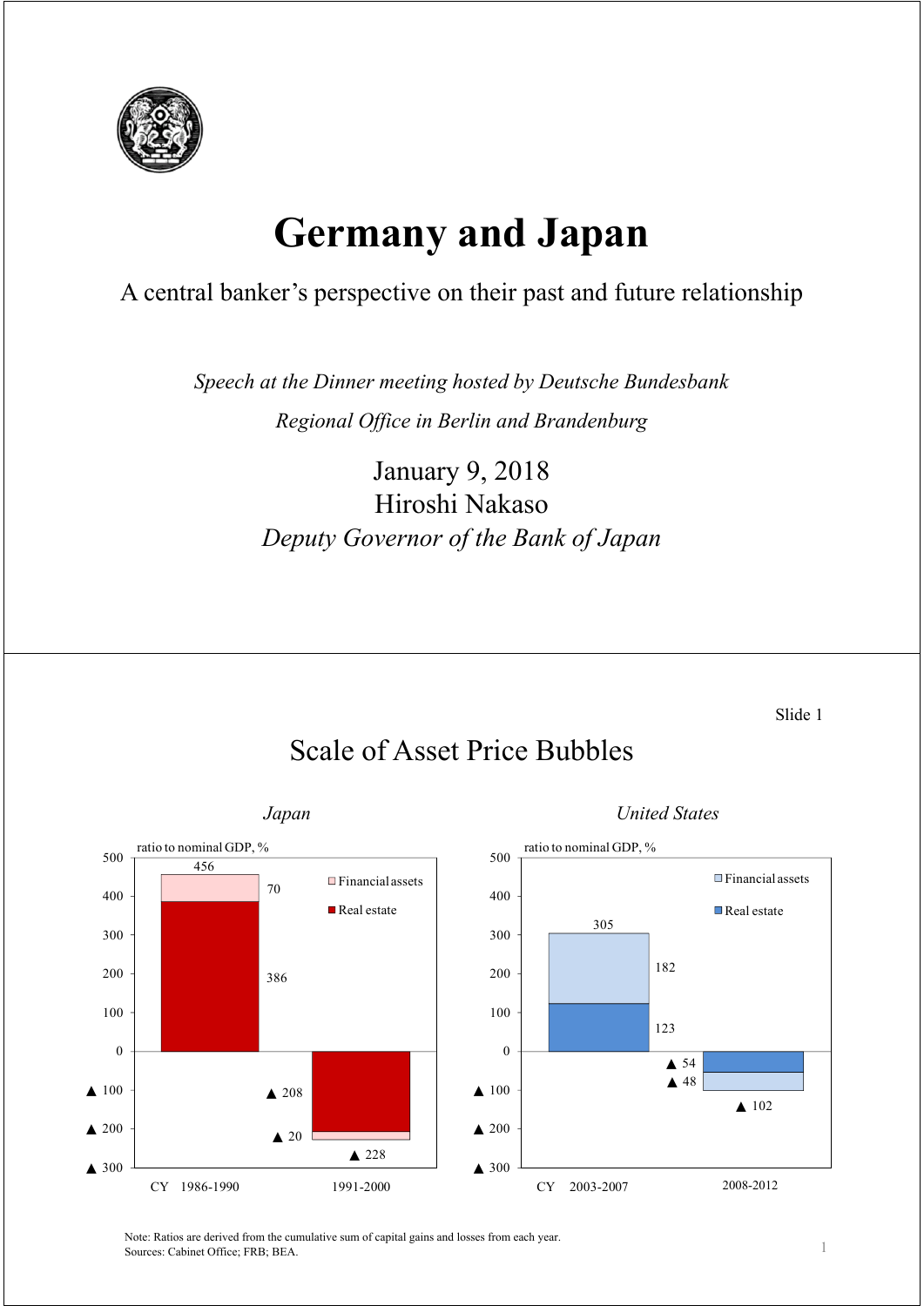# Germany and Japan

A central banker's perspective on their past and future relationship

*Speech at the Dinner meeting hosted by Deutsche Bundesbank*

*Regional Office in Berlin and Brandenburg*

January 9, 2018

Hiroshi Nakaso

*Deputy Governor of the Bank of Japan*

---

Slide 1

## Scale of Asset Price Bubbles

*Japan*

ratio to nominal GDP, %

| CY | Financial assets | Real estate | Total |
|---|---|---|---|
| 1986-1990 | 70 | 386 | 456 |
| 1991-2000 | ▲ 20 | ▲ 208 | ▲ 228 |

*United States*

ratio to nominal GDP, %

| CY | Financial assets | Real estate | Total |
|---|---|---|---|
| 2003-2007 | 182 | 123 | 305 |
| 2008-2012 | ▲ 48 | ▲ 54 | ▲ 102 |

Note: Ratios are derived from the cumulative sum of capital gains and losses from each year.
Sources: Cabinet Office; FRB; BEA.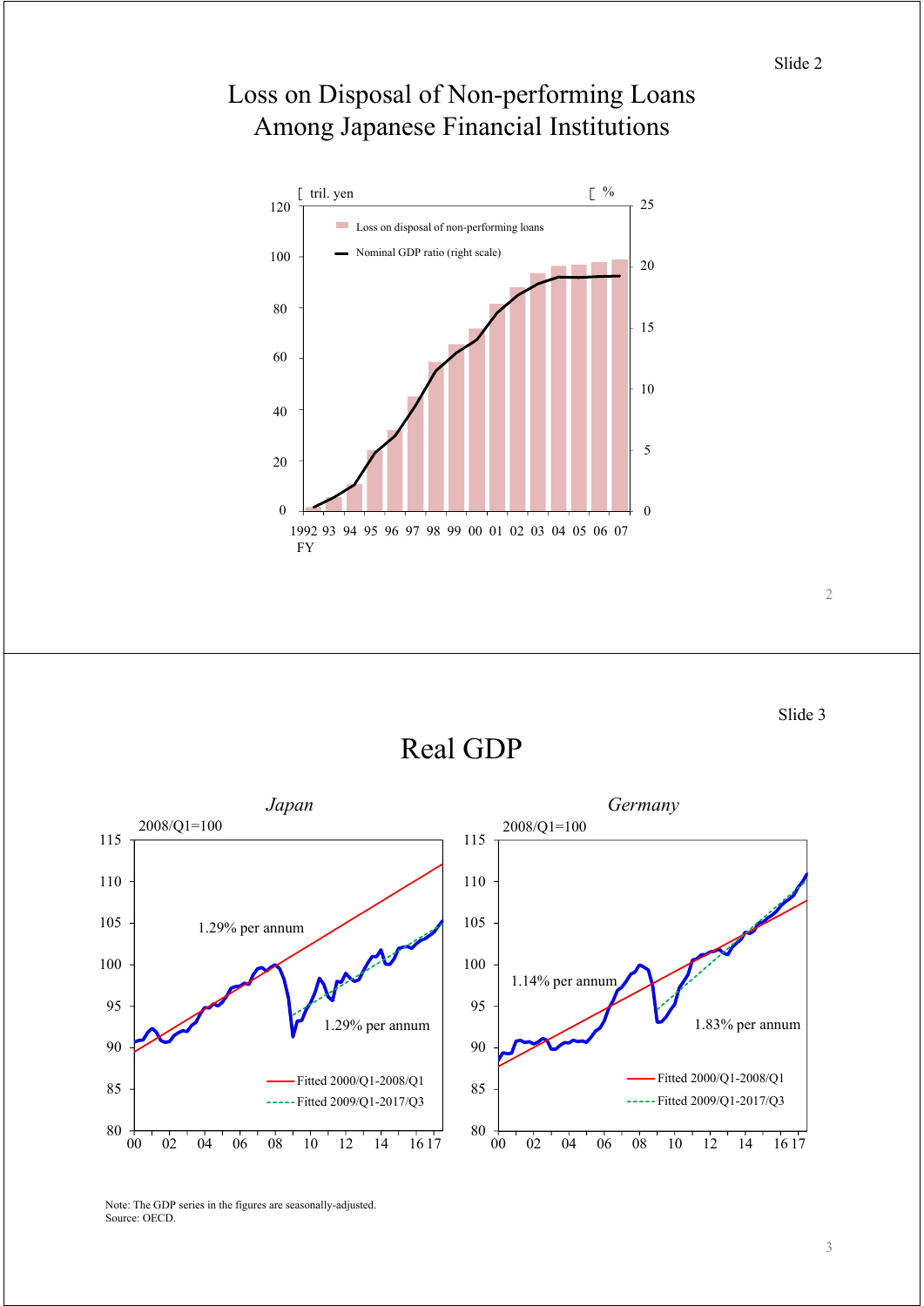## Loss on Disposal of Non-performing Loans Among Japanese Financial Institutions

[ tril. yen ] [ % ]

- Loss on disposal of non-performing loans
- Nominal GDP ratio (right scale)

FY 1992 93 94 95 96 97 98 99 00 01 02 03 04 05 06 07

## Real GDP

*Japan*

2008/Q1=100

1.29% per annum

1.29% per annum

- Fitted 2000/Q1-2008/Q1
- Fitted 2009/Q1-2017/Q3

*Germany*

2008/Q1=100

1.14% per annum

1.83% per annum

- Fitted 2000/Q1-2008/Q1
- Fitted 2009/Q1-2017/Q3

Note: The GDP series in the figures are seasonally-adjusted.
Source: OECD.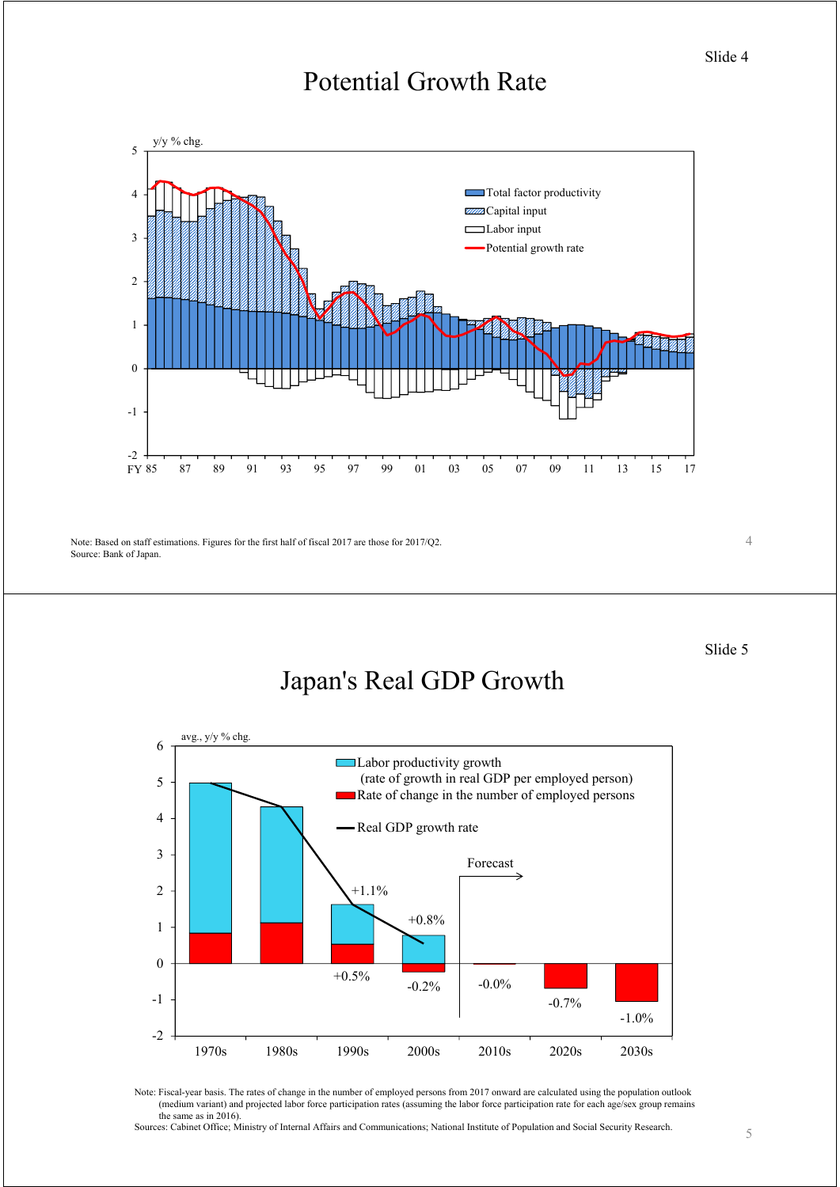Slide 4

# Potential Growth Rate

y/y % chg.

- Total factor productivity
- Capital input
- Labor input
- Potential growth rate

FY 85 87 89 91 93 95 97 99 01 03 05 07 09 11 13 15 17

Note: Based on staff estimations. Figures for the first half of fiscal 2017 are those for 2017/Q2.
Source: Bank of Japan.

Slide 5

# Japan's Real GDP Growth

avg., y/y % chg.

- Labor productivity growth (rate of growth in real GDP per employed person)
- Rate of change in the number of employed persons
- Real GDP growth rate

Forecast

| | 1970s | 1980s | 1990s | 2000s | 2010s | 2020s | 2030s |
|---|---|---|---|---|---|---|---|
| Labor productivity growth | | | +1.1% | +0.8% | | | |
| Rate of change in the number of employed persons | | | +0.5% | -0.2% | -0.0% | -0.7% | -1.0% |

Note: Fiscal-year basis. The rates of change in the number of employed persons from 2017 onward are calculated using the population outlook (medium variant) and projected labor force participation rates (assuming the labor force participation rate for each age/sex group remains the same as in 2016).
Sources: Cabinet Office; Ministry of Internal Affairs and Communications; National Institute of Population and Social Security Research.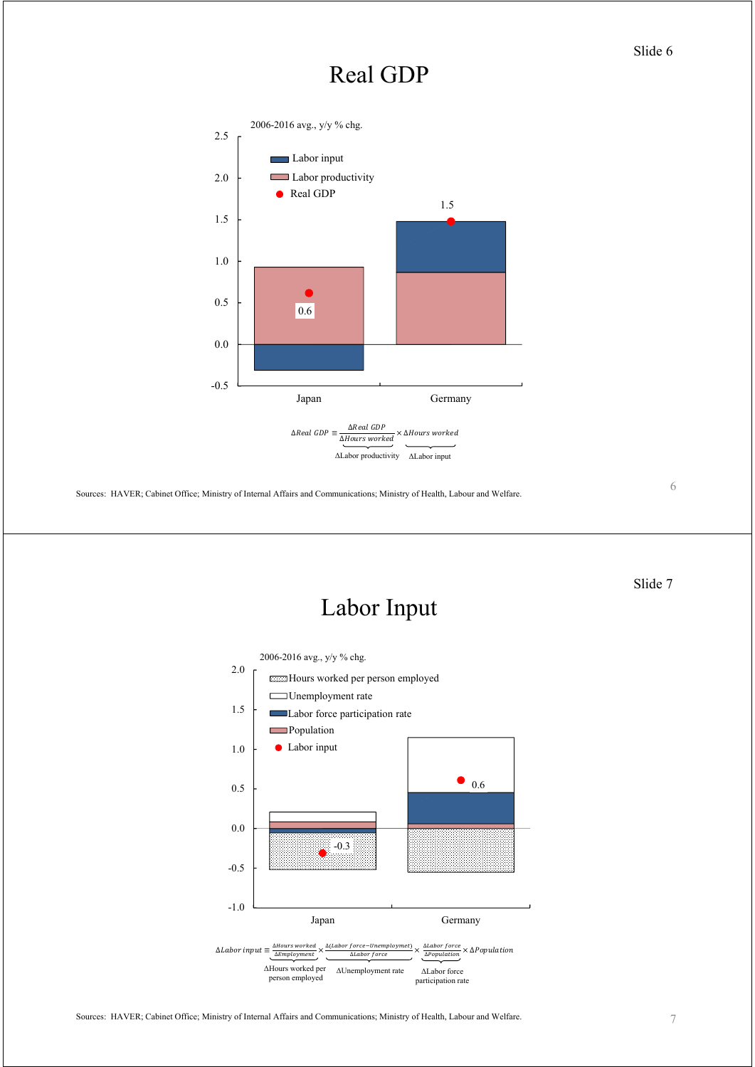## Real GDP

2006-2016 avg., y/y % chg.

- Labor input
- Labor productivity
- Real GDP

| | Japan | Germany |
|---|---|---|
| Real GDP | 0.6 | 1.5 |

$$\Delta Real\ GDP \equiv \underbrace{\frac{\Delta Real\ GDP}{\Delta Hours\ worked}}_{\Delta \text{Labor productivity}} \times \underbrace{\Delta Hours\ worked}_{\Delta \text{Labor input}}$$

Sources: HAVER; Cabinet Office; Ministry of Internal Affairs and Communications; Ministry of Health, Labour and Welfare.

## Labor Input

2006-2016 avg., y/y % chg.

- Hours worked per person employed
- Unemployment rate
- Labor force participation rate
- Population
- Labor input

| | Japan | Germany |
|---|---|---|
| Labor input | -0.3 | 0.6 |

$$\Delta Labor\ input \equiv \underbrace{\frac{\Delta Hours\ worked}{\Delta Employment}}_{\Delta \text{Hours worked per person employed}} \times \underbrace{\frac{\Delta(Labor\ force - Unemploymet)}{\Delta Labor\ force}}_{\Delta \text{Unemployment rate}} \times \underbrace{\frac{\Delta Labor\ force}{\Delta Population}}_{\Delta \text{Labor force participation rate}} \times \Delta Population$$

Sources: HAVER; Cabinet Office; Ministry of Internal Affairs and Communications; Ministry of Health, Labour and Welfare.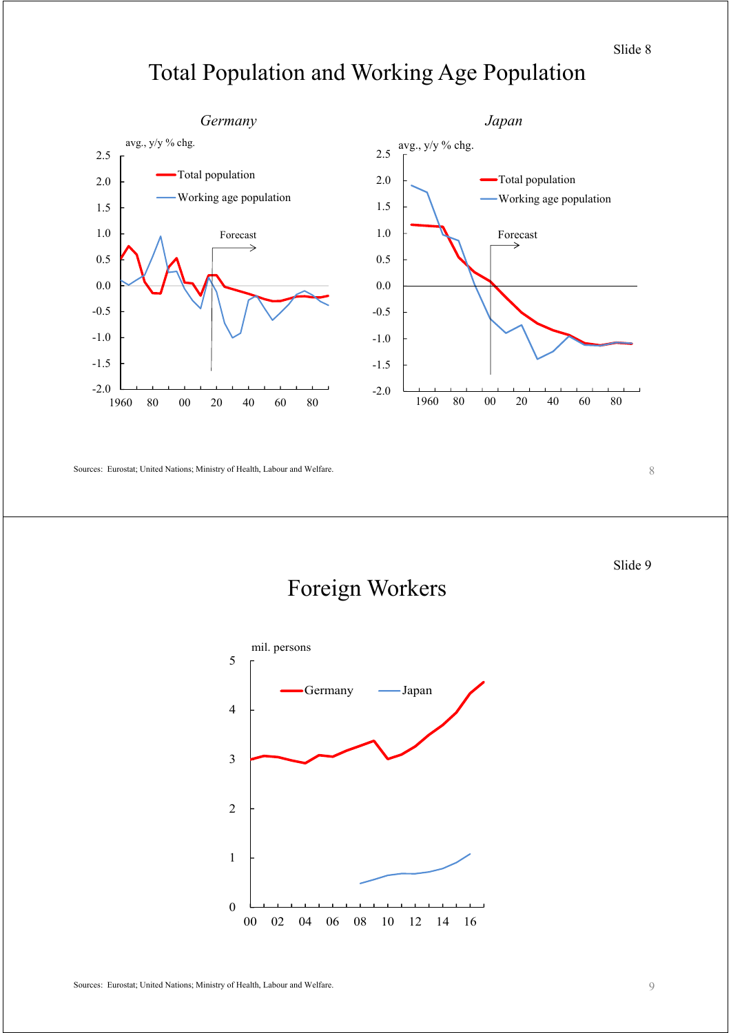## Total Population and Working Age Population

*Germany*

avg., y/y % chg.

- Total population
- Working age population

Forecast

*Japan*

avg., y/y % chg.

- Total population
- Working age population

Forecast

Sources: Eurostat; United Nations; Ministry of Health, Labour and Welfare.

## Foreign Workers

mil. persons

- Germany
- Japan

Sources: Eurostat; United Nations; Ministry of Health, Labour and Welfare.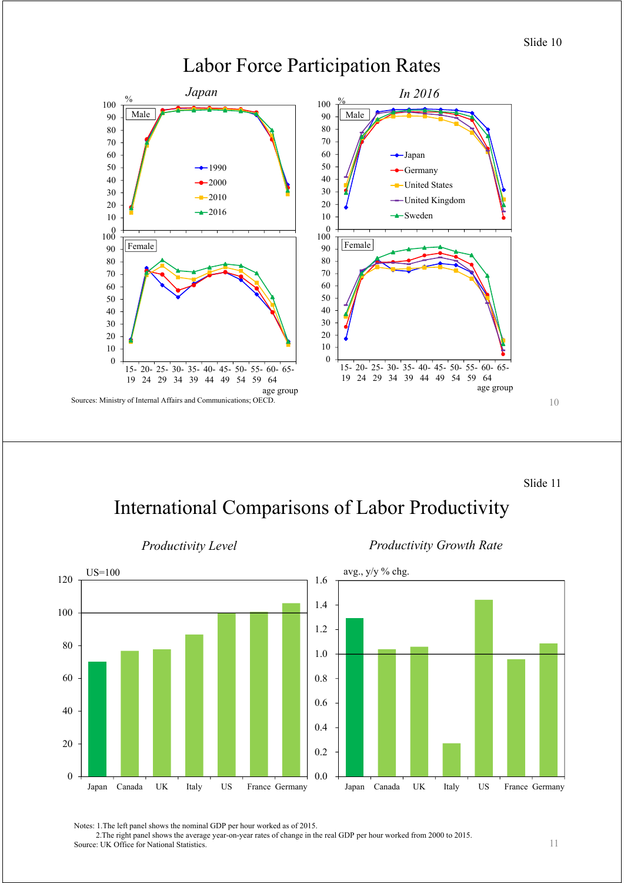# Labor Force Participation Rates

*Japan*

*In 2016*

Sources: Ministry of Internal Affairs and Communications; OECD.

# International Comparisons of Labor Productivity

*Productivity Level*

*Productivity Growth Rate*

Notes: 1.The left panel shows the nominal GDP per hour worked as of 2015.
2.The right panel shows the average year-on-year rates of change in the real GDP per hour worked from 2000 to 2015.
Source: UK Office for National Statistics.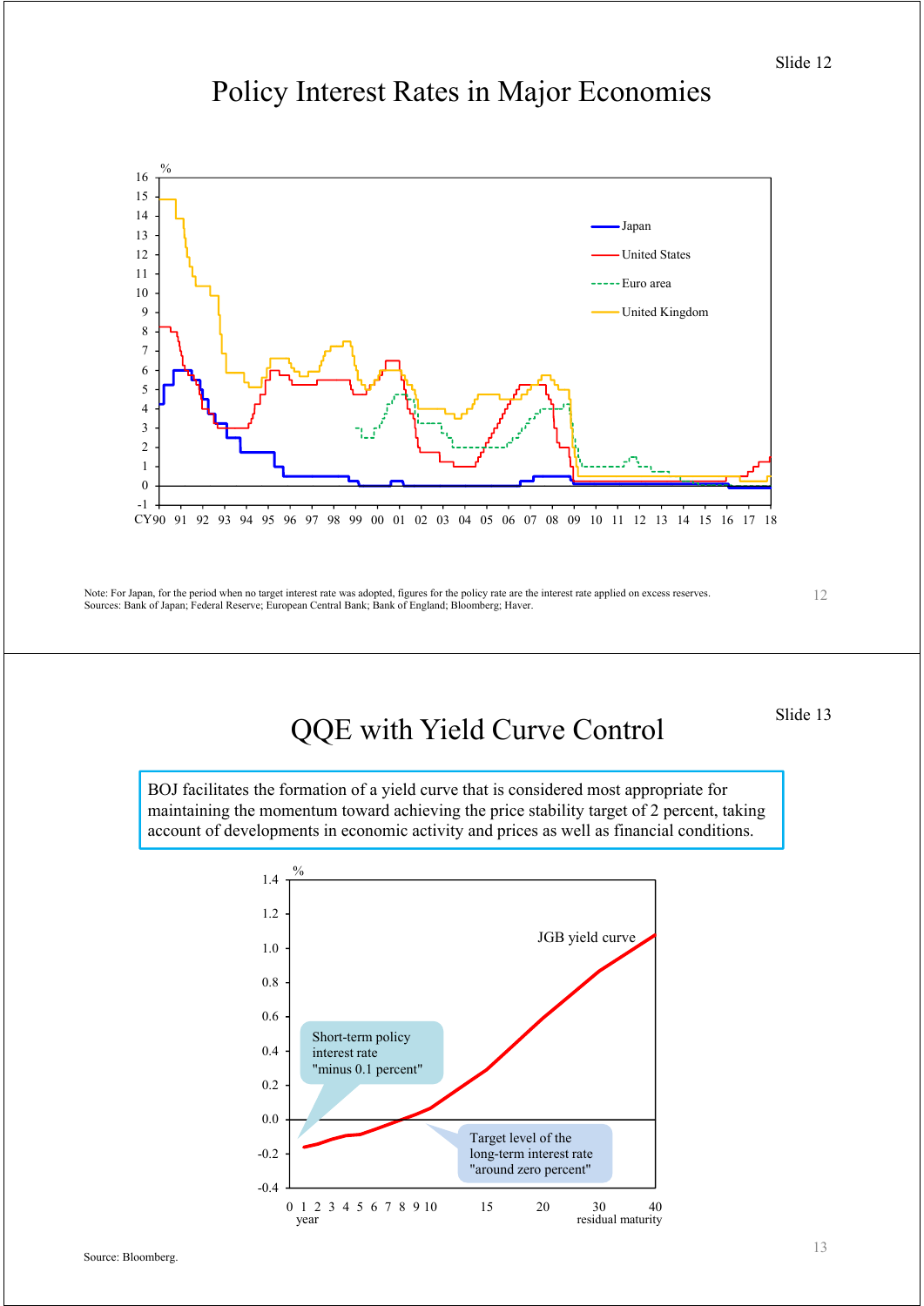# Policy Interest Rates in Major Economies

Note: For Japan, for the period when no target interest rate was adopted, figures for the policy rate are the interest rate applied on excess reserves.
Sources: Bank of Japan; Federal Reserve; European Central Bank; Bank of England; Bloomberg; Haver.

# QQE with Yield Curve Control

BOJ facilitates the formation of a yield curve that is considered most appropriate for maintaining the momentum toward achieving the price stability target of 2 percent, taking account of developments in economic activity and prices as well as financial conditions.

Source: Bloomberg.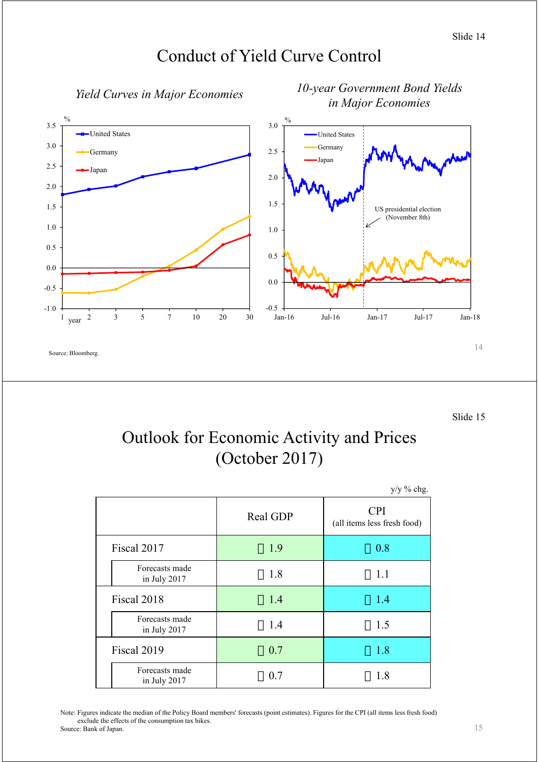Slide 14

# Conduct of Yield Curve Control

*Yield Curves in Major Economies*

*10-year Government Bond Yields in Major Economies*

Source: Bloomberg.

Slide 15

# Outlook for Economic Activity and Prices (October 2017)

y/y % chg.

| | Real GDP | CPI (all items less fresh food) |
|---|---|---|
| Fiscal 2017 | 1.9 | 0.8 |
| Forecasts made in July 2017 | 1.8 | 1.1 |
| Fiscal 2018 | 1.4 | 1.4 |
| Forecasts made in July 2017 | 1.4 | 1.5 |
| Fiscal 2019 | 0.7 | 1.8 |
| Forecasts made in July 2017 | 0.7 | 1.8 |

Note: Figures indicate the median of the Policy Board members' forecasts (point estimates). Figures for the CPI (all items less fresh food) exclude the effects of the consumption tax hikes.
Source: Bank of Japan.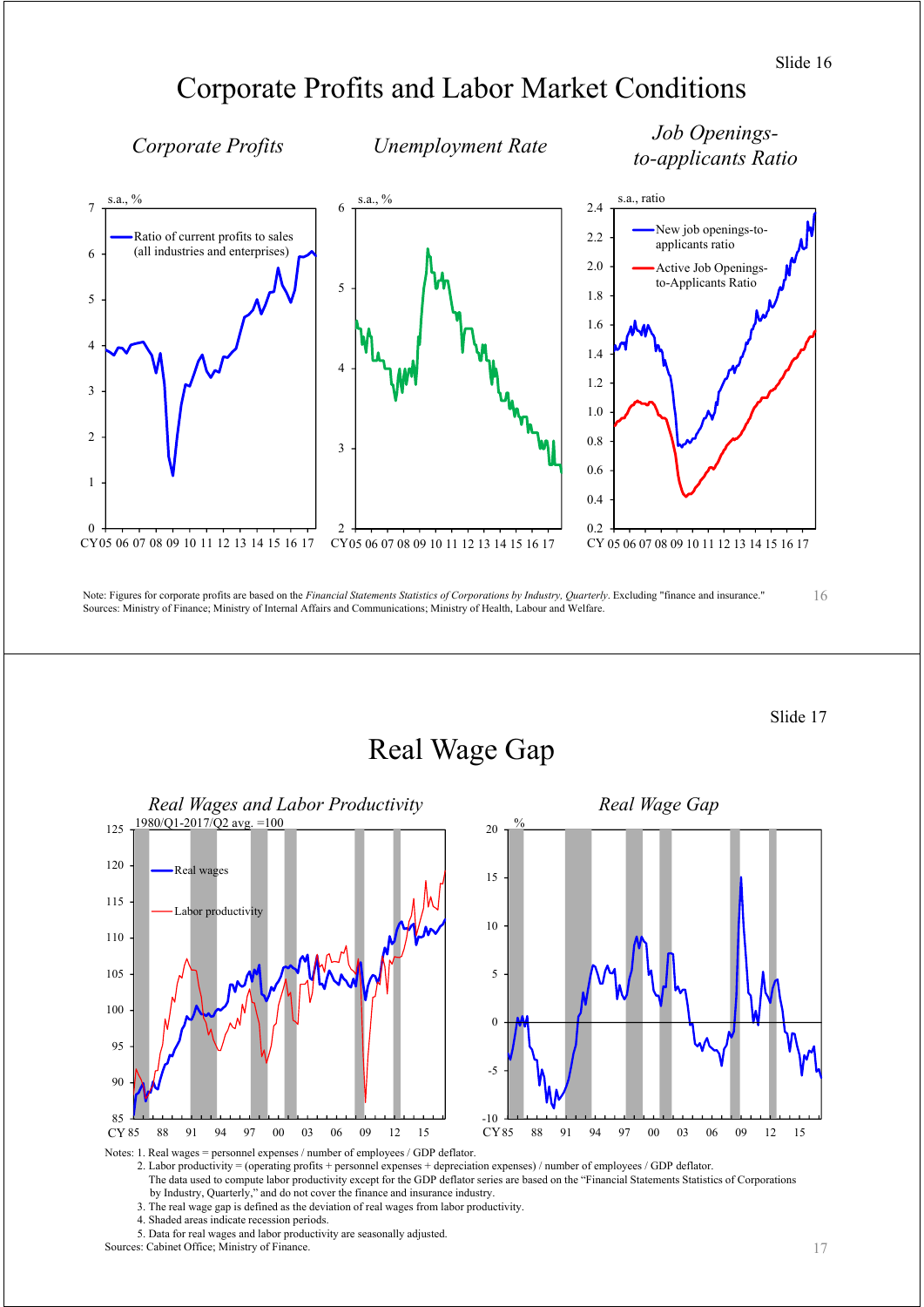# Corporate Profits and Labor Market Conditions

*Corporate Profits*

s.a., %

7
6
5
4
3
2
1
0

Ratio of current profits to sales (all industries and enterprises)

CY05 06 07 08 09 10 11 12 13 14 15 16 17

*Unemployment Rate*

s.a., %

6
5
4
3
2

CY05 06 07 08 09 10 11 12 13 14 15 16 17

*Job Openings-to-applicants Ratio*

s.a., ratio

2.4
2.2
2.0
1.8
1.6
1.4
1.2
1.0
0.8
0.6
0.4
0.2

New job openings-to-applicants ratio

Active Job Openings-to-Applicants Ratio

CY 05 06 07 08 09 10 11 12 13 14 15 16 17

Note: Figures for corporate profits are based on the *Financial Statements Statistics of Corporations by Industry, Quarterly*. Excluding "finance and insurance."
Sources: Ministry of Finance; Ministry of Internal Affairs and Communications; Ministry of Health, Labour and Welfare.

# Real Wage Gap

*Real Wages and Labor Productivity*

1980/Q1-2017/Q2 avg. =100

125
120
115
110
105
100
95
90
85

Real wages

Labor productivity

CY 85 88 91 94 97 00 03 06 09 12 15

*Real Wage Gap*

%

20
15
10
5
0
-5
-10

CY 85 88 91 94 97 00 03 06 09 12 15

Notes: 1. Real wages = personnel expenses / number of employees / GDP deflator.
2. Labor productivity = (operating profits + personnel expenses + depreciation expenses) / number of employees / GDP deflator.
The data used to compute labor productivity except for the GDP deflator series are based on the "Financial Statements Statistics of Corporations by Industry, Quarterly," and do not cover the finance and insurance industry.
3. The real wage gap is defined as the deviation of real wages from labor productivity.
4. Shaded areas indicate recession periods.
5. Data for real wages and labor productivity are seasonally adjusted.

Sources: Cabinet Office; Ministry of Finance.